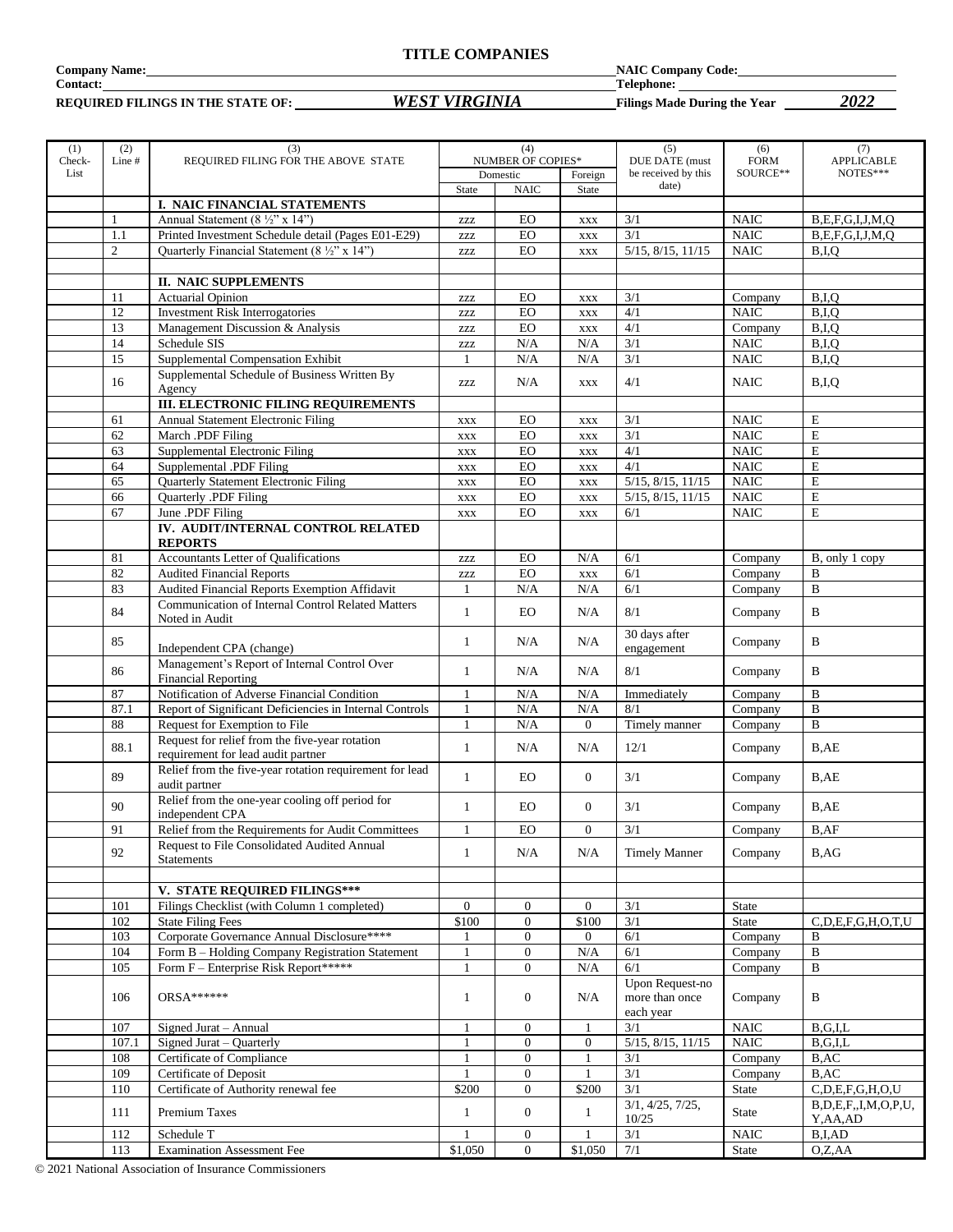## TITLE COMPANIES

**Company Name:** ______________________ **NAIC Company Code:** ______________________

**Contact:** ______________________ **Telephone:** ______________________

**REQUIRED FILINGS IN THE STATE OF:** ***WEST VIRGINIA*** **Filings Made During the Year** ***2022***

| (1) Check-List | (2) Line # | (3) REQUIRED FILING FOR THE ABOVE STATE | (4) NUMBER OF COPIES* | | | (5) DUE DATE (must be received by this date) | (6) FORM SOURCE** | (7) APPLICABLE NOTES*** |
|---|---|---|---|---|---|---|---|---|
| | | | Domestic | | Foreign | | | |
| | | | State | NAIC | State | | | |
| | | **I. NAIC FINANCIAL STATEMENTS** | | | | | | |
| | 1 | Annual Statement (8 ½" x 14") | zzz | EO | xxx | 3/1 | NAIC | B,E,F,G,I,J,M,Q |
| | 1.1 | Printed Investment Schedule detail (Pages E01-E29) | zzz | EO | xxx | 3/1 | NAIC | B,E,F,G,I,J,M,Q |
| | 2 | Quarterly Financial Statement (8 ½" x 14") | zzz | EO | xxx | 5/15, 8/15, 11/15 | NAIC | B,I,Q |
| | | | | | | | | |
| | | **II. NAIC SUPPLEMENTS** | | | | | | |
| | 11 | Actuarial Opinion | zzz | EO | xxx | 3/1 | Company | B,I,Q |
| | 12 | Investment Risk Interrogatories | zzz | EO | xxx | 4/1 | NAIC | B,I,Q |
| | 13 | Management Discussion & Analysis | zzz | EO | xxx | 4/1 | Company | B,I,Q |
| | 14 | Schedule SIS | zzz | N/A | N/A | 3/1 | NAIC | B,I,Q |
| | 15 | Supplemental Compensation Exhibit | 1 | N/A | N/A | 3/1 | NAIC | B,I,Q |
| | 16 | Supplemental Schedule of Business Written By Agency | zzz | N/A | xxx | 4/1 | NAIC | B,I,Q |
| | | **III. ELECTRONIC FILING REQUIREMENTS** | | | | | | |
| | 61 | Annual Statement Electronic Filing | xxx | EO | xxx | 3/1 | NAIC | E |
| | 62 | March .PDF Filing | xxx | EO | xxx | 3/1 | NAIC | E |
| | 63 | Supplemental Electronic Filing | xxx | EO | xxx | 4/1 | NAIC | E |
| | 64 | Supplemental .PDF Filing | xxx | EO | xxx | 4/1 | NAIC | E |
| | 65 | Quarterly Statement Electronic Filing | xxx | EO | xxx | 5/15, 8/15, 11/15 | NAIC | E |
| | 66 | Quarterly .PDF Filing | xxx | EO | xxx | 5/15, 8/15, 11/15 | NAIC | E |
| | 67 | June .PDF Filing | xxx | EO | xxx | 6/1 | NAIC | E |
| | | **IV. AUDIT/INTERNAL CONTROL RELATED REPORTS** | | | | | | |
| | 81 | Accountants Letter of Qualifications | zzz | EO | N/A | 6/1 | Company | B, only 1 copy |
| | 82 | Audited Financial Reports | zzz | EO | xxx | 6/1 | Company | B |
| | 83 | Audited Financial Reports Exemption Affidavit | 1 | N/A | N/A | 6/1 | Company | B |
| | 84 | Communication of Internal Control Related Matters Noted in Audit | 1 | EO | N/A | 8/1 | Company | B |
| | 85 | Independent CPA (change) | 1 | N/A | N/A | 30 days after engagement | Company | B |
| | 86 | Management's Report of Internal Control Over Financial Reporting | 1 | N/A | N/A | 8/1 | Company | B |
| | 87 | Notification of Adverse Financial Condition | 1 | N/A | N/A | Immediately | Company | B |
| | 87.1 | Report of Significant Deficiencies in Internal Controls | 1 | N/A | N/A | 8/1 | Company | B |
| | 88 | Request for Exemption to File | 1 | N/A | 0 | Timely manner | Company | B |
| | 88.1 | Request for relief from the five-year rotation requirement for lead audit partner | 1 | N/A | N/A | 12/1 | Company | B,AE |
| | 89 | Relief from the five-year rotation requirement for lead audit partner | 1 | EO | 0 | 3/1 | Company | B,AE |
| | 90 | Relief from the one-year cooling off period for independent CPA | 1 | EO | 0 | 3/1 | Company | B,AE |
| | 91 | Relief from the Requirements for Audit Committees | 1 | EO | 0 | 3/1 | Company | B,AF |
| | 92 | Request to File Consolidated Audited Annual Statements | 1 | N/A | N/A | Timely Manner | Company | B,AG |
| | | | | | | | | |
| | | **V. STATE REQUIRED FILINGS*** ** | | | | | | |
| | 101 | Filings Checklist (with Column 1 completed) | 0 | 0 | 0 | 3/1 | State | |
| | 102 | State Filing Fees | $100 | 0 | $100 | 3/1 | State | C,D,E,F,G,H,O,T,U |
| | 103 | Corporate Governance Annual Disclosure**** | 1 | 0 | 0 | 6/1 | Company | B |
| | 104 | Form B – Holding Company Registration Statement | 1 | 0 | N/A | 6/1 | Company | B |
| | 105 | Form F – Enterprise Risk Report***** | 1 | 0 | N/A | 6/1 | Company | B |
| | 106 | ORSA****** | 1 | 0 | N/A | Upon Request-no more than once each year | Company | B |
| | 107 | Signed Jurat – Annual | 1 | 0 | 1 | 3/1 | NAIC | B,G,I,L |
| | 107.1 | Signed Jurat – Quarterly | 1 | 0 | 0 | 5/15, 8/15, 11/15 | NAIC | B,G,I,L |
| | 108 | Certificate of Compliance | 1 | 0 | 1 | 3/1 | Company | B,AC |
| | 109 | Certificate of Deposit | 1 | 0 | 1 | 3/1 | Company | B,AC |
| | 110 | Certificate of Authority renewal fee | $200 | 0 | $200 | 3/1 | State | C,D,E,F,G,H,O,U |
| | 111 | Premium Taxes | 1 | 0 | 1 | 3/1, 4/25, 7/25, 10/25 | State | B,D,E,F,,I,M,O,P,U,Y,AA,AD |
| | 112 | Schedule T | 1 | 0 | 1 | 3/1 | NAIC | B,I,AD |
| | 113 | Examination Assessment Fee | $1,050 | 0 | $1,050 | 7/1 | State | O,Z,AA |

© 2021 National Association of Insurance Commissioners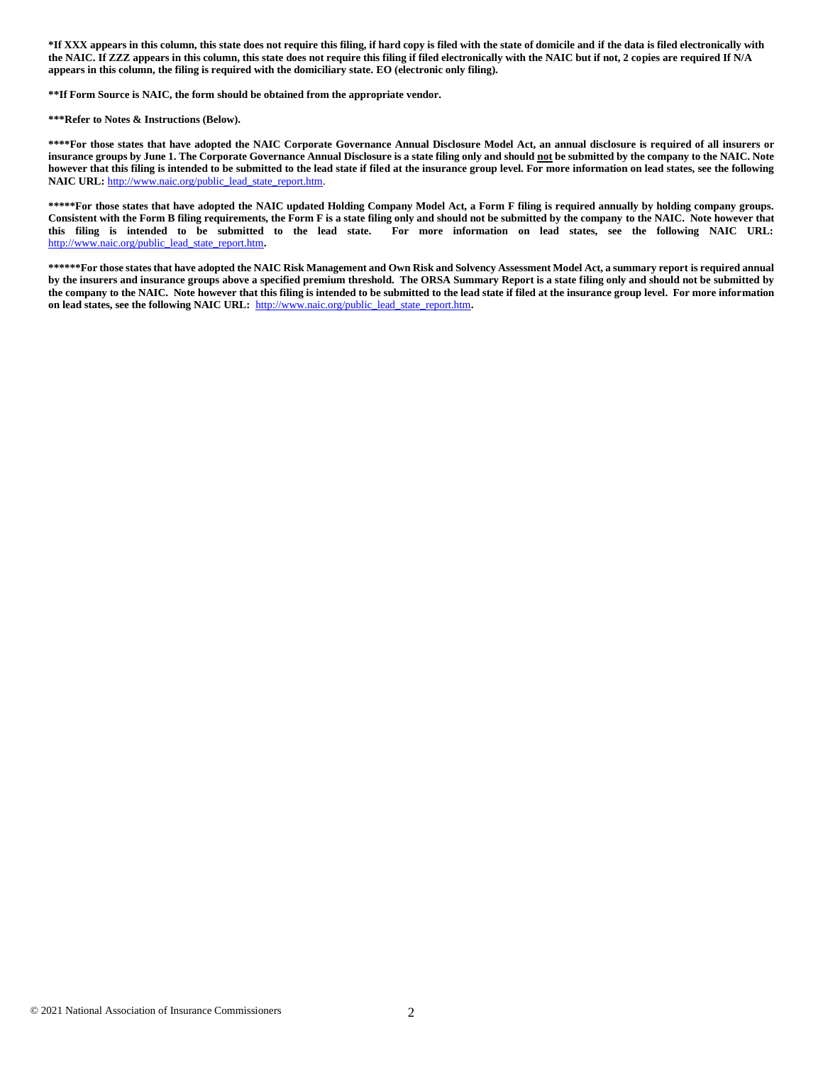**\*If XXX appears in this column, this state does not require this filing, if hard copy is filed with the state of domicile and if the data is filed electronically with the NAIC. If ZZZ appears in this column, this state does not require this filing if filed electronically with the NAIC but if not, 2 copies are required If N/A appears in this column, the filing is required with the domiciliary state. EO (electronic only filing).**

**\*\*If Form Source is NAIC, the form should be obtained from the appropriate vendor.**

**\*\*\*Refer to Notes & Instructions (Below).**

**\*\*\*\*For those states that have adopted the NAIC Corporate Governance Annual Disclosure Model Act, an annual disclosure is required of all insurers or insurance groups by June 1. The Corporate Governance Annual Disclosure is a state filing only and should <u>not</u> be submitted by the company to the NAIC. Note however that this filing is intended to be submitted to the lead state if filed at the insurance group level. For more information on lead states, see the following NAIC URL:** http://www.naic.org/public_lead_state_report.htm.

**\*\*\*\*\*For those states that have adopted the NAIC updated Holding Company Model Act, a Form F filing is required annually by holding company groups. Consistent with the Form B filing requirements, the Form F is a state filing only and should not be submitted by the company to the NAIC. Note however that this filing is intended to be submitted to the lead state. For more information on lead states, see the following NAIC URL:** http://www.naic.org/public_lead_state_report.htm**.**

**\*\*\*\*\*\*For those states that have adopted the NAIC Risk Management and Own Risk and Solvency Assessment Model Act, a summary report is required annual by the insurers and insurance groups above a specified premium threshold. The ORSA Summary Report is a state filing only and should not be submitted by the company to the NAIC. Note however that this filing is intended to be submitted to the lead state if filed at the insurance group level. For more information on lead states, see the following NAIC URL:** http://www.naic.org/public_lead_state_report.htm**.**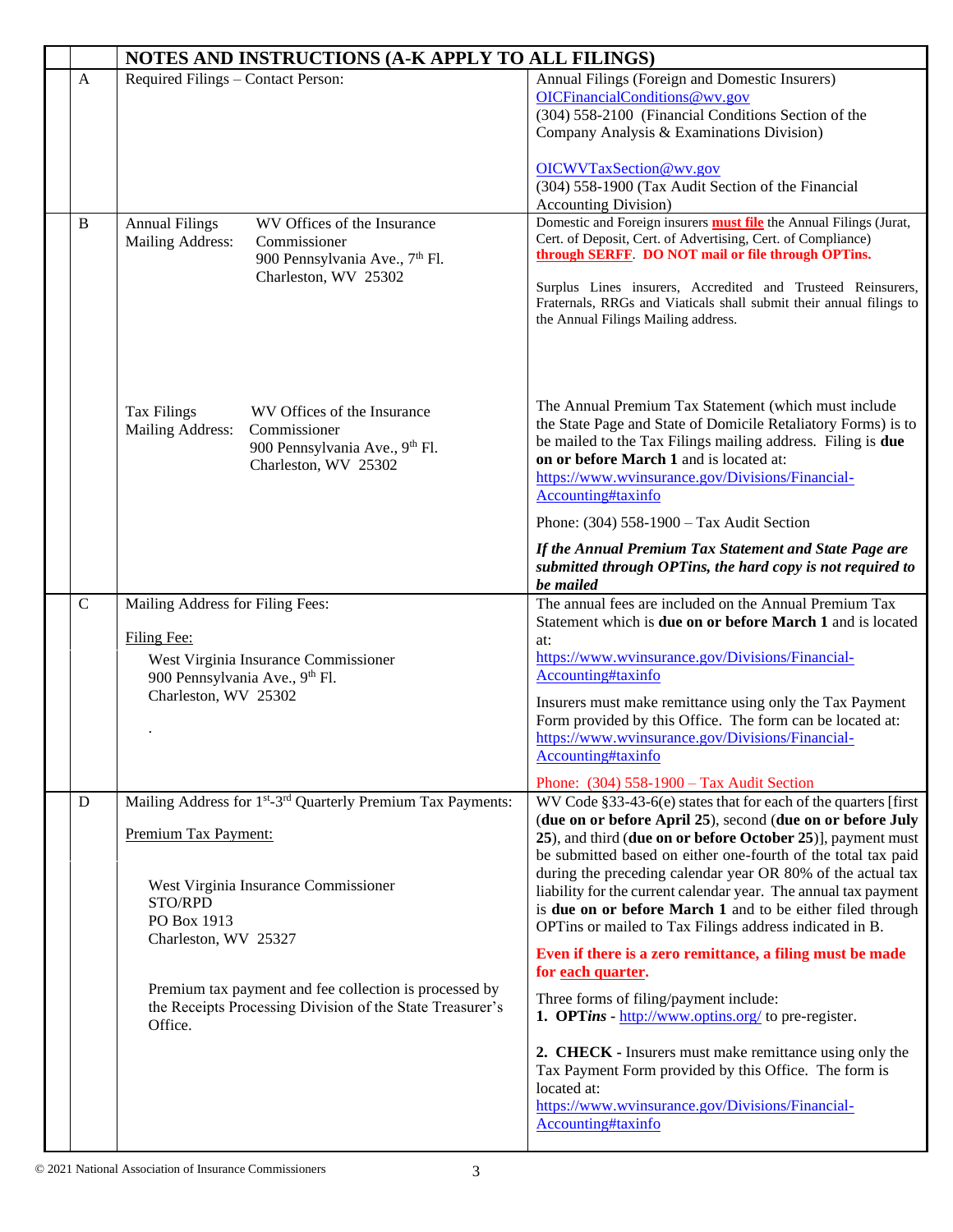| | | NOTES AND INSTRUCTIONS (A-K APPLY TO ALL FILINGS) | |
|---|---|---|---|
| | A | Required Filings – Contact Person: | Annual Filings (Foreign and Domestic Insurers)<br>OICFinancialConditions@wv.gov<br>(304) 558-2100 (Financial Conditions Section of the Company Analysis & Examinations Division)<br><br>OICWVTaxSection@wv.gov<br>(304) 558-1900 (Tax Audit Section of the Financial Accounting Division) |
| | B | Annual Filings Mailing Address: WV Offices of the Insurance Commissioner<br>900 Pennsylvania Ave., 7th Fl.<br>Charleston, WV 25302 | Domestic and Foreign insurers **must file** the Annual Filings (Jurat, Cert. of Deposit, Cert. of Advertising, Cert. of Compliance) **through SERFF**. **DO NOT mail or file through OPTins.**<br><br>Surplus Lines insurers, Accredited and Trusteed Reinsurers, Fraternals, RRGs and Viaticals shall submit their annual filings to the Annual Filings Mailing address. |
| | | Tax Filings Mailing Address: WV Offices of the Insurance Commissioner<br>900 Pennsylvania Ave., 9th Fl.<br>Charleston, WV 25302 | The Annual Premium Tax Statement (which must include the State Page and State of Domicile Retaliatory Forms) is to be mailed to the Tax Filings mailing address. Filing is **due on or before March 1** and is located at:<br>https://www.wvinsurance.gov/Divisions/Financial-Accounting#taxinfo<br><br>Phone: (304) 558-1900 – Tax Audit Section<br><br>***If the Annual Premium Tax Statement and State Page are submitted through OPTins, the hard copy is not required to be mailed*** |
| | C | Mailing Address for Filing Fees:<br><br>Filing Fee:<br>West Virginia Insurance Commissioner<br>900 Pennsylvania Ave., 9th Fl.<br>Charleston, WV 25302<br><br>. | The annual fees are included on the Annual Premium Tax Statement which is **due on or before March 1** and is located at:<br>https://www.wvinsurance.gov/Divisions/Financial-Accounting#taxinfo<br><br>Insurers must make remittance using only the Tax Payment Form provided by this Office. The form can be located at:<br>https://www.wvinsurance.gov/Divisions/Financial-Accounting#taxinfo<br><br>Phone: (304) 558-1900 – Tax Audit Section |
| | D | Mailing Address for 1st-3rd Quarterly Premium Tax Payments:<br><br>Premium Tax Payment:<br><br>West Virginia Insurance Commissioner<br>STO/RPD<br>PO Box 1913<br>Charleston, WV 25327<br><br>Premium tax payment and fee collection is processed by the Receipts Processing Division of the State Treasurer's Office. | WV Code §33-43-6(e) states that for each of the quarters [first (**due on or before April 25**), second (**due on or before July 25**), and third (**due on or before October 25**)], payment must be submitted based on either one-fourth of the total tax paid during the preceding calendar year OR 80% of the actual tax liability for the current calendar year. The annual tax payment is **due on or before March 1** and to be either filed through OPTins or mailed to Tax Filings address indicated in B.<br><br>**Even if there is a zero remittance, a filing must be made for each quarter.**<br><br>Three forms of filing/payment include:<br>**1. OPT*ins*** - http://www.optins.org/ to pre-register.<br><br>**2. CHECK** - Insurers must make remittance using only the Tax Payment Form provided by this Office. The form is located at:<br>https://www.wvinsurance.gov/Divisions/Financial-Accounting#taxinfo |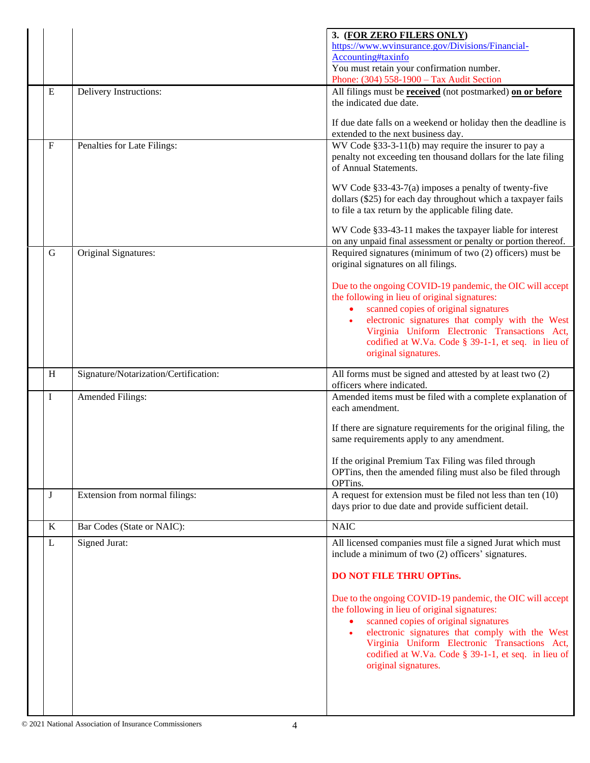| | | |
|---|---|---|
| | | **3. (<u>FOR ZERO FILERS ONLY</u>)**<br>https://www.wvinsurance.gov/Divisions/Financial-Accounting#taxinfo<br>You must retain your confirmation number.<br>Phone: (304) 558-1900 – Tax Audit Section |
| E | Delivery Instructions: | All filings must be **<u>received</u>** (not postmarked) **<u>on or before</u>** the indicated due date.<br><br>If due date falls on a weekend or holiday then the deadline is extended to the next business day. |
| F | Penalties for Late Filings: | WV Code §33-3-11(b) may require the insurer to pay a penalty not exceeding ten thousand dollars for the late filing of Annual Statements.<br><br>WV Code §33-43-7(a) imposes a penalty of twenty-five dollars ($25) for each day throughout which a taxpayer fails to file a tax return by the applicable filing date.<br><br>WV Code §33-43-11 makes the taxpayer liable for interest on any unpaid final assessment or penalty or portion thereof. |
| G | Original Signatures: | Required signatures (minimum of two (2) officers) must be original signatures on all filings.<br><br>Due to the ongoing COVID-19 pandemic, the OIC will accept the following in lieu of original signatures:<br>• scanned copies of original signatures<br>• electronic signatures that comply with the West Virginia Uniform Electronic Transactions Act, codified at W.Va. Code § 39-1-1, et seq. in lieu of original signatures. |
| H | Signature/Notarization/Certification: | All forms must be signed and attested by at least two (2) officers where indicated. |
| I | Amended Filings: | Amended items must be filed with a complete explanation of each amendment.<br><br>If there are signature requirements for the original filing, the same requirements apply to any amendment.<br><br>If the original Premium Tax Filing was filed through OPTins, then the amended filing must also be filed through OPTins. |
| J | Extension from normal filings: | A request for extension must be filed not less than ten (10) days prior to due date and provide sufficient detail. |
| K | Bar Codes (State or NAIC): | NAIC |
| L | Signed Jurat: | All licensed companies must file a signed Jurat which must include a minimum of two (2) officers' signatures.<br><br>**DO NOT FILE THRU OPTins.**<br><br>Due to the ongoing COVID-19 pandemic, the OIC will accept the following in lieu of original signatures:<br>• scanned copies of original signatures<br>• electronic signatures that comply with the West Virginia Uniform Electronic Transactions Act, codified at W.Va. Code § 39-1-1, et seq. in lieu of original signatures. |

© 2021 National Association of Insurance Commissioners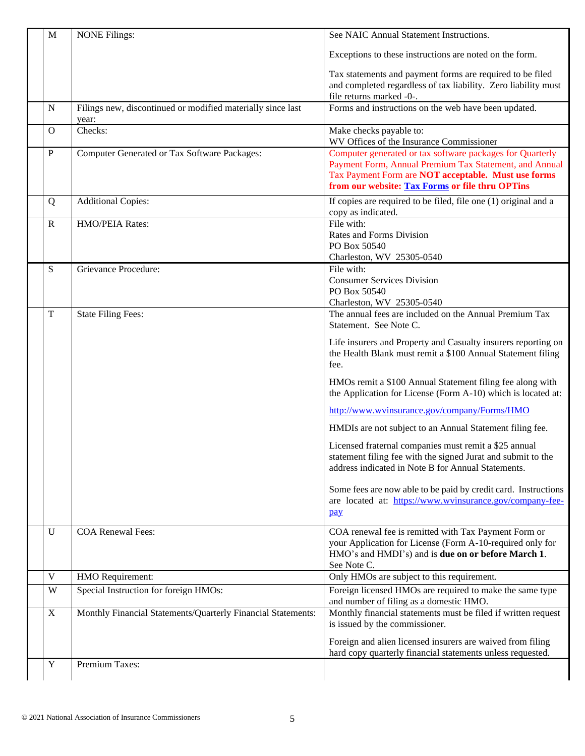| | | |
|---|---|---|
| M | NONE Filings: | See NAIC Annual Statement Instructions.<br><br>Exceptions to these instructions are noted on the form.<br><br>Tax statements and payment forms are required to be filed and completed regardless of tax liability. Zero liability must file returns marked -0-. |
| N | Filings new, discontinued or modified materially since last year: | Forms and instructions on the web have been updated. |
| O | Checks: | Make checks payable to:<br>WV Offices of the Insurance Commissioner |
| P | Computer Generated or Tax Software Packages: | Computer generated or tax software packages for Quarterly Payment Form, Annual Premium Tax Statement, and Annual Tax Payment Form are **NOT acceptable. Must use forms from our website: Tax Forms or file thru OPTins** |
| Q | Additional Copies: | If copies are required to be filed, file one (1) original and a copy as indicated. |
| R | HMO/PEIA Rates: | File with:<br>Rates and Forms Division<br>PO Box 50540<br>Charleston, WV 25305-0540 |
| S | Grievance Procedure: | File with:<br>Consumer Services Division<br>PO Box 50540<br>Charleston, WV 25305-0540 |
| T | State Filing Fees: | The annual fees are included on the Annual Premium Tax Statement. See Note C.<br><br>Life insurers and Property and Casualty insurers reporting on the Health Blank must remit a $100 Annual Statement filing fee.<br><br>HMOs remit a $100 Annual Statement filing fee along with the Application for License (Form A-10) which is located at:<br><br>http://www.wvinsurance.gov/company/Forms/HMO<br><br>HMDIs are not subject to an Annual Statement filing fee.<br><br>Licensed fraternal companies must remit a $25 annual statement filing fee with the signed Jurat and submit to the address indicated in Note B for Annual Statements.<br><br>Some fees are now able to be paid by credit card. Instructions are located at: https://www.wvinsurance.gov/company-fee-pay |
| U | COA Renewal Fees: | COA renewal fee is remitted with Tax Payment Form or your Application for License (Form A-10-required only for HMO's and HMDI's) and is **due on or before March 1**. See Note C. |
| V | HMO Requirement: | Only HMOs are subject to this requirement. |
| W | Special Instruction for foreign HMOs: | Foreign licensed HMOs are required to make the same type and number of filing as a domestic HMO. |
| X | Monthly Financial Statements/Quarterly Financial Statements: | Monthly financial statements must be filed if written request is issued by the commissioner.<br><br>Foreign and alien licensed insurers are waived from filing hard copy quarterly financial statements unless requested. |
| Y | Premium Taxes: | |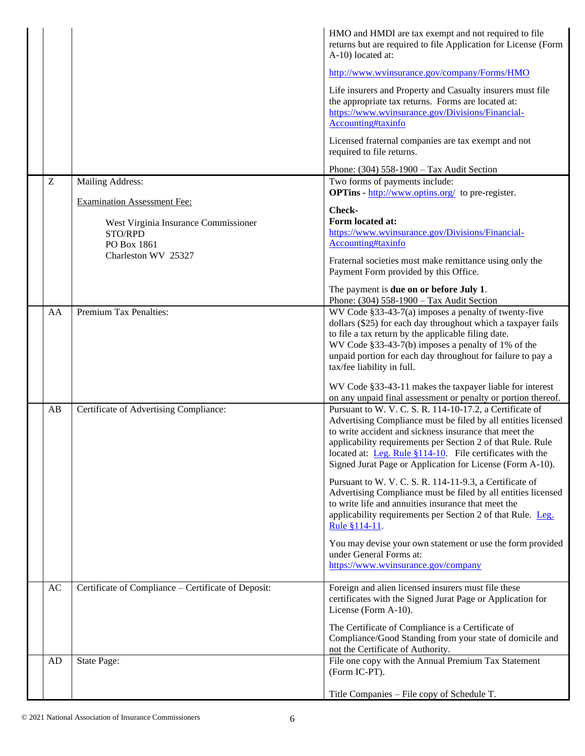| | | | |
|---|---|---|---|
| | | | HMO and HMDI are tax exempt and not required to file returns but are required to file Application for License (Form A-10) located at:<br><br>http://www.wvinsurance.gov/company/Forms/HMO<br><br>Life insurers and Property and Casualty insurers must file the appropriate tax returns. Forms are located at: https://www.wvinsurance.gov/Divisions/Financial-Accounting#taxinfo<br><br>Licensed fraternal companies are tax exempt and not required to file returns.<br><br>Phone: (304) 558-1900 – Tax Audit Section |
| | Z | Mailing Address:<br><br>Examination Assessment Fee:<br><br>West Virginia Insurance Commissioner<br>STO/RPD<br>PO Box 1861<br>Charleston WV 25327 | Two forms of payments include:<br>**OPTins -** http://www.optins.org/ to pre-register.<br><br>**Check-**<br>**Form located at:**<br>https://www.wvinsurance.gov/Divisions/Financial-Accounting#taxinfo<br><br>Fraternal societies must make remittance using only the Payment Form provided by this Office.<br><br>The payment is **due on or before July 1**.<br>Phone: (304) 558-1900 – Tax Audit Section |
| | AA | Premium Tax Penalties: | WV Code §33-43-7(a) imposes a penalty of twenty-five dollars ($25) for each day throughout which a taxpayer fails to file a tax return by the applicable filing date.<br>WV Code §33-43-7(b) imposes a penalty of 1% of the unpaid portion for each day throughout for failure to pay a tax/fee liability in full.<br><br>WV Code §33-43-11 makes the taxpayer liable for interest on any unpaid final assessment or penalty or portion thereof. |
| | AB | Certificate of Advertising Compliance: | Pursuant to W. V. C. S. R. 114-10-17.2, a Certificate of Advertising Compliance must be filed by all entities licensed to write accident and sickness insurance that meet the applicability requirements per Section 2 of that Rule. Rule located at: Leg. Rule §114-10. File certificates with the Signed Jurat Page or Application for License (Form A-10).<br><br>Pursuant to W. V. C. S. R. 114-11-9.3, a Certificate of Advertising Compliance must be filed by all entities licensed to write life and annuities insurance that meet the applicability requirements per Section 2 of that Rule. Leg. Rule §114-11.<br><br>You may devise your own statement or use the form provided under General Forms at: https://www.wvinsurance.gov/company |
| | AC | Certificate of Compliance – Certificate of Deposit: | Foreign and alien licensed insurers must file these certificates with the Signed Jurat Page or Application for License (Form A-10).<br><br>The Certificate of Compliance is a Certificate of Compliance/Good Standing from your state of domicile and not the Certificate of Authority. |
| | AD | State Page: | File one copy with the Annual Premium Tax Statement (Form IC-PT).<br><br>Title Companies – File copy of Schedule T. |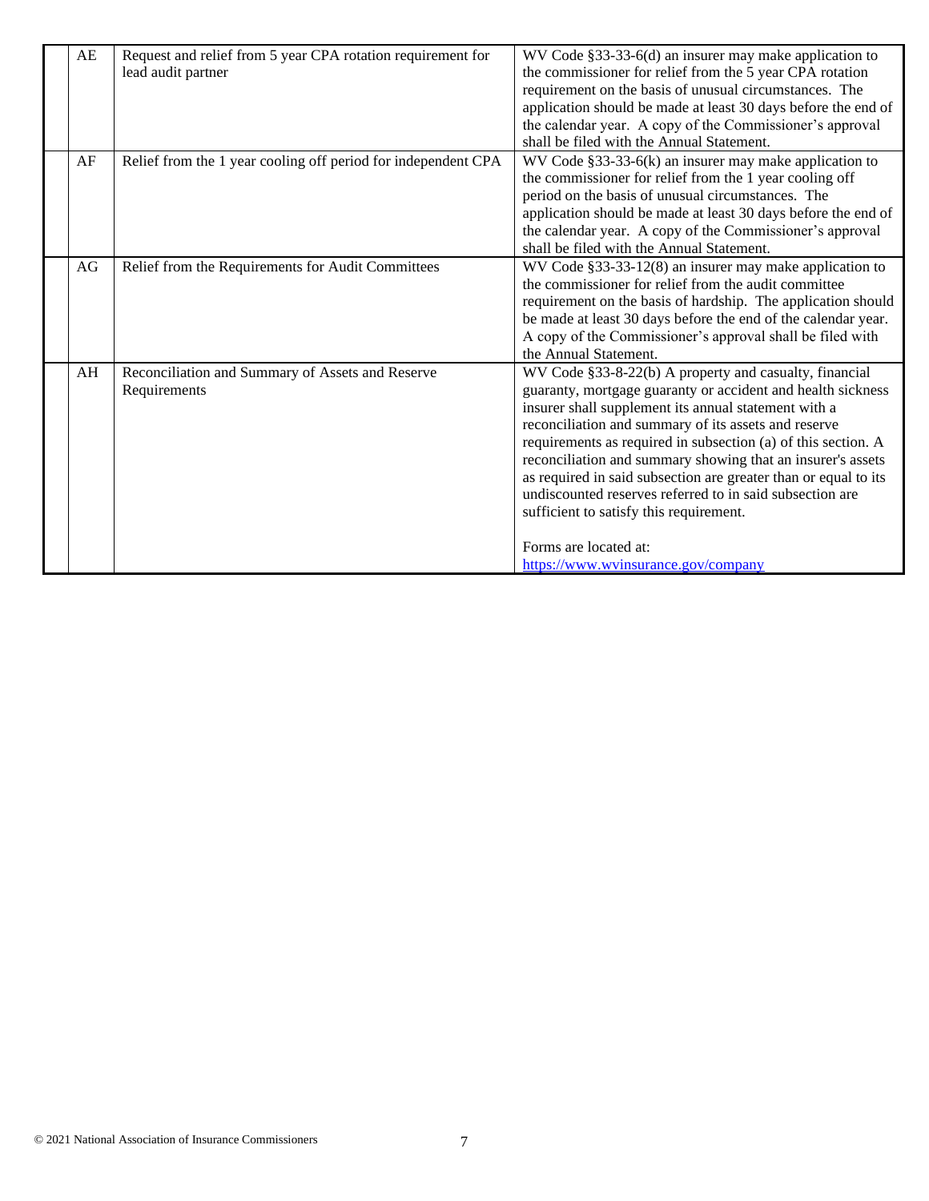| | | | |
|---|---|---|---|
| | AE | Request and relief from 5 year CPA rotation requirement for lead audit partner | WV Code §33-33-6(d) an insurer may make application to the commissioner for relief from the 5 year CPA rotation requirement on the basis of unusual circumstances. The application should be made at least 30 days before the end of the calendar year. A copy of the Commissioner's approval shall be filed with the Annual Statement. |
| | AF | Relief from the 1 year cooling off period for independent CPA | WV Code §33-33-6(k) an insurer may make application to the commissioner for relief from the 1 year cooling off period on the basis of unusual circumstances. The application should be made at least 30 days before the end of the calendar year. A copy of the Commissioner's approval shall be filed with the Annual Statement. |
| | AG | Relief from the Requirements for Audit Committees | WV Code §33-33-12(8) an insurer may make application to the commissioner for relief from the audit committee requirement on the basis of hardship. The application should be made at least 30 days before the end of the calendar year. A copy of the Commissioner's approval shall be filed with the Annual Statement. |
| | AH | Reconciliation and Summary of Assets and Reserve Requirements | WV Code §33-8-22(b) A property and casualty, financial guaranty, mortgage guaranty or accident and health sickness insurer shall supplement its annual statement with a reconciliation and summary of its assets and reserve requirements as required in subsection (a) of this section. A reconciliation and summary showing that an insurer's assets as required in said subsection are greater than or equal to its undiscounted reserves referred to in said subsection are sufficient to satisfy this requirement.<br><br>Forms are located at: https://www.wvinsurance.gov/company |

© 2021 National Association of Insurance Commissioners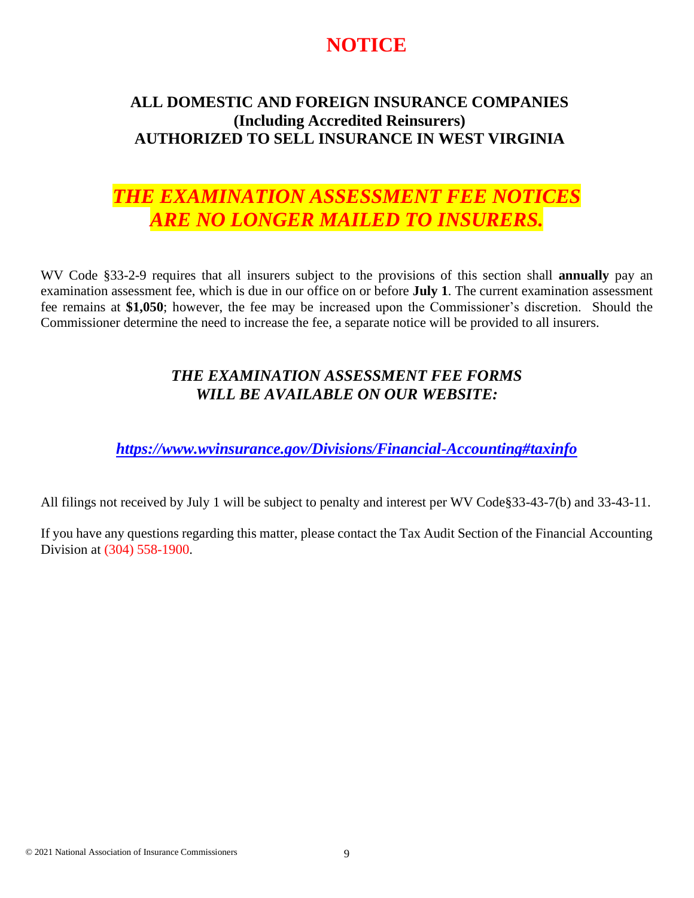# NOTICE

## ALL DOMESTIC AND FOREIGN INSURANCE COMPANIES
## (Including Accredited Reinsurers)
## AUTHORIZED TO SELL INSURANCE IN WEST VIRGINIA

## *THE EXAMINATION ASSESSMENT FEE NOTICES ARE NO LONGER MAILED TO INSURERS.*

WV Code §33-2-9 requires that all insurers subject to the provisions of this section shall **annually** pay an examination assessment fee, which is due in our office on or before **July 1**. The current examination assessment fee remains at **$1,050**; however, the fee may be increased upon the Commissioner's discretion. Should the Commissioner determine the need to increase the fee, a separate notice will be provided to all insurers.

### *THE EXAMINATION ASSESSMENT FEE FORMS WILL BE AVAILABLE ON OUR WEBSITE:*

***https://www.wvinsurance.gov/Divisions/Financial-Accounting#taxinfo***

All filings not received by July 1 will be subject to penalty and interest per WV Code§33-43-7(b) and 33-43-11.

If you have any questions regarding this matter, please contact the Tax Audit Section of the Financial Accounting Division at (304) 558-1900.

© 2021 National Association of Insurance Commissioners